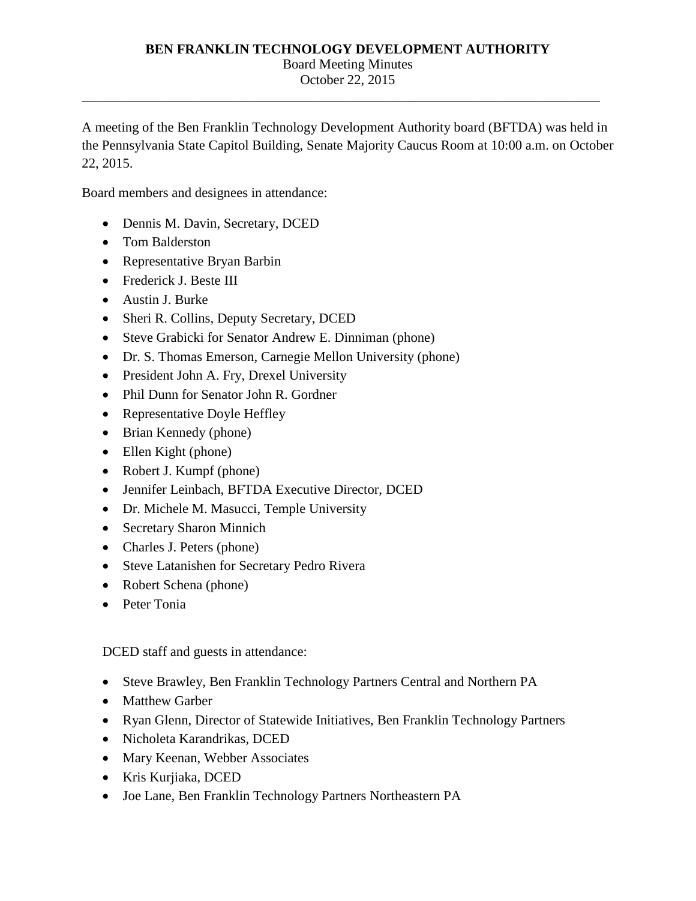**BEN FRANKLIN TECHNOLOGY DEVELOPMENT AUTHORITY**

Board Meeting Minutes

October 22, 2015

---

A meeting of the Ben Franklin Technology Development Authority board (BFTDA) was held in the Pennsylvania State Capitol Building, Senate Majority Caucus Room at 10:00 a.m. on October 22, 2015.

Board members and designees in attendance:

- Dennis M. Davin, Secretary, DCED
- Tom Balderston
- Representative Bryan Barbin
- Frederick J. Beste III
- Austin J. Burke
- Sheri R. Collins, Deputy Secretary, DCED
- Steve Grabicki for Senator Andrew E. Dinniman (phone)
- Dr. S. Thomas Emerson, Carnegie Mellon University (phone)
- President John A. Fry, Drexel University
- Phil Dunn for Senator John R. Gordner
- Representative Doyle Heffley
- Brian Kennedy (phone)
- Ellen Kight (phone)
- Robert J. Kumpf (phone)
- Jennifer Leinbach, BFTDA Executive Director, DCED
- Dr. Michele M. Masucci, Temple University
- Secretary Sharon Minnich
- Charles J. Peters (phone)
- Steve Latanishen for Secretary Pedro Rivera
- Robert Schena (phone)
- Peter Tonia

DCED staff and guests in attendance:

- Steve Brawley, Ben Franklin Technology Partners Central and Northern PA
- Matthew Garber
- Ryan Glenn, Director of Statewide Initiatives, Ben Franklin Technology Partners
- Nicholeta Karandrikas, DCED
- Mary Keenan, Webber Associates
- Kris Kurjiaka, DCED
- Joe Lane, Ben Franklin Technology Partners Northeastern PA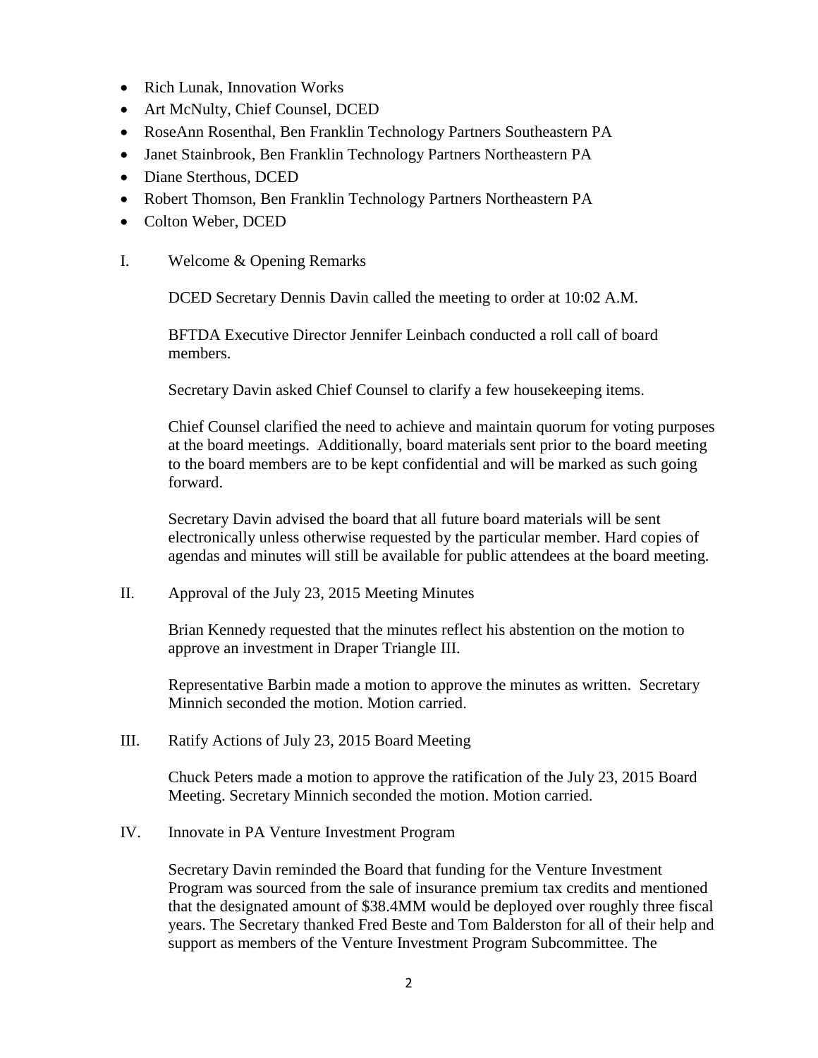- Rich Lunak, Innovation Works
- Art McNulty, Chief Counsel, DCED
- RoseAnn Rosenthal, Ben Franklin Technology Partners Southeastern PA
- Janet Stainbrook, Ben Franklin Technology Partners Northeastern PA
- Diane Sterthous, DCED
- Robert Thomson, Ben Franklin Technology Partners Northeastern PA
- Colton Weber, DCED

I. Welcome & Opening Remarks

DCED Secretary Dennis Davin called the meeting to order at 10:02 A.M.

BFTDA Executive Director Jennifer Leinbach conducted a roll call of board members.

Secretary Davin asked Chief Counsel to clarify a few housekeeping items.

Chief Counsel clarified the need to achieve and maintain quorum for voting purposes at the board meetings. Additionally, board materials sent prior to the board meeting to the board members are to be kept confidential and will be marked as such going forward.

Secretary Davin advised the board that all future board materials will be sent electronically unless otherwise requested by the particular member. Hard copies of agendas and minutes will still be available for public attendees at the board meeting.

II. Approval of the July 23, 2015 Meeting Minutes

Brian Kennedy requested that the minutes reflect his abstention on the motion to approve an investment in Draper Triangle III.

Representative Barbin made a motion to approve the minutes as written. Secretary Minnich seconded the motion. Motion carried.

III. Ratify Actions of July 23, 2015 Board Meeting

Chuck Peters made a motion to approve the ratification of the July 23, 2015 Board Meeting. Secretary Minnich seconded the motion. Motion carried.

IV. Innovate in PA Venture Investment Program

Secretary Davin reminded the Board that funding for the Venture Investment Program was sourced from the sale of insurance premium tax credits and mentioned that the designated amount of $38.4MM would be deployed over roughly three fiscal years. The Secretary thanked Fred Beste and Tom Balderston for all of their help and support as members of the Venture Investment Program Subcommittee. The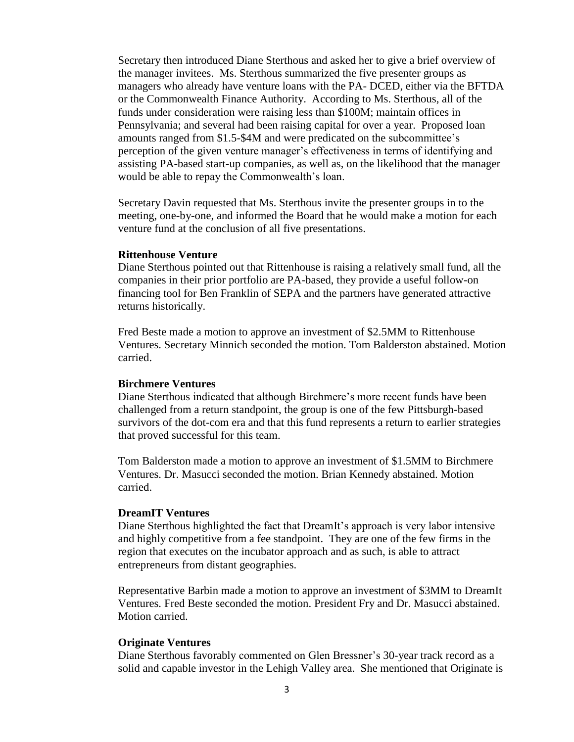Secretary then introduced Diane Sterthous and asked her to give a brief overview of the manager invitees. Ms. Sterthous summarized the five presenter groups as managers who already have venture loans with the PA- DCED, either via the BFTDA or the Commonwealth Finance Authority. According to Ms. Sterthous, all of the funds under consideration were raising less than \$100M; maintain offices in Pennsylvania; and several had been raising capital for over a year. Proposed loan amounts ranged from \$1.5-\$4M and were predicated on the subcommittee's perception of the given venture manager's effectiveness in terms of identifying and assisting PA-based start-up companies, as well as, on the likelihood that the manager would be able to repay the Commonwealth's loan.

Secretary Davin requested that Ms. Sterthous invite the presenter groups in to the meeting, one-by-one, and informed the Board that he would make a motion for each venture fund at the conclusion of all five presentations.

**Rittenhouse Venture**

Diane Sterthous pointed out that Rittenhouse is raising a relatively small fund, all the companies in their prior portfolio are PA-based, they provide a useful follow-on financing tool for Ben Franklin of SEPA and the partners have generated attractive returns historically.

Fred Beste made a motion to approve an investment of \$2.5MM to Rittenhouse Ventures. Secretary Minnich seconded the motion. Tom Balderston abstained. Motion carried.

**Birchmere Ventures**

Diane Sterthous indicated that although Birchmere's more recent funds have been challenged from a return standpoint, the group is one of the few Pittsburgh-based survivors of the dot-com era and that this fund represents a return to earlier strategies that proved successful for this team.

Tom Balderston made a motion to approve an investment of \$1.5MM to Birchmere Ventures. Dr. Masucci seconded the motion. Brian Kennedy abstained. Motion carried.

**DreamIT Ventures**

Diane Sterthous highlighted the fact that DreamIt's approach is very labor intensive and highly competitive from a fee standpoint. They are one of the few firms in the region that executes on the incubator approach and as such, is able to attract entrepreneurs from distant geographies.

Representative Barbin made a motion to approve an investment of \$3MM to DreamIt Ventures. Fred Beste seconded the motion. President Fry and Dr. Masucci abstained. Motion carried.

**Originate Ventures**

Diane Sterthous favorably commented on Glen Bressner's 30-year track record as a solid and capable investor in the Lehigh Valley area. She mentioned that Originate is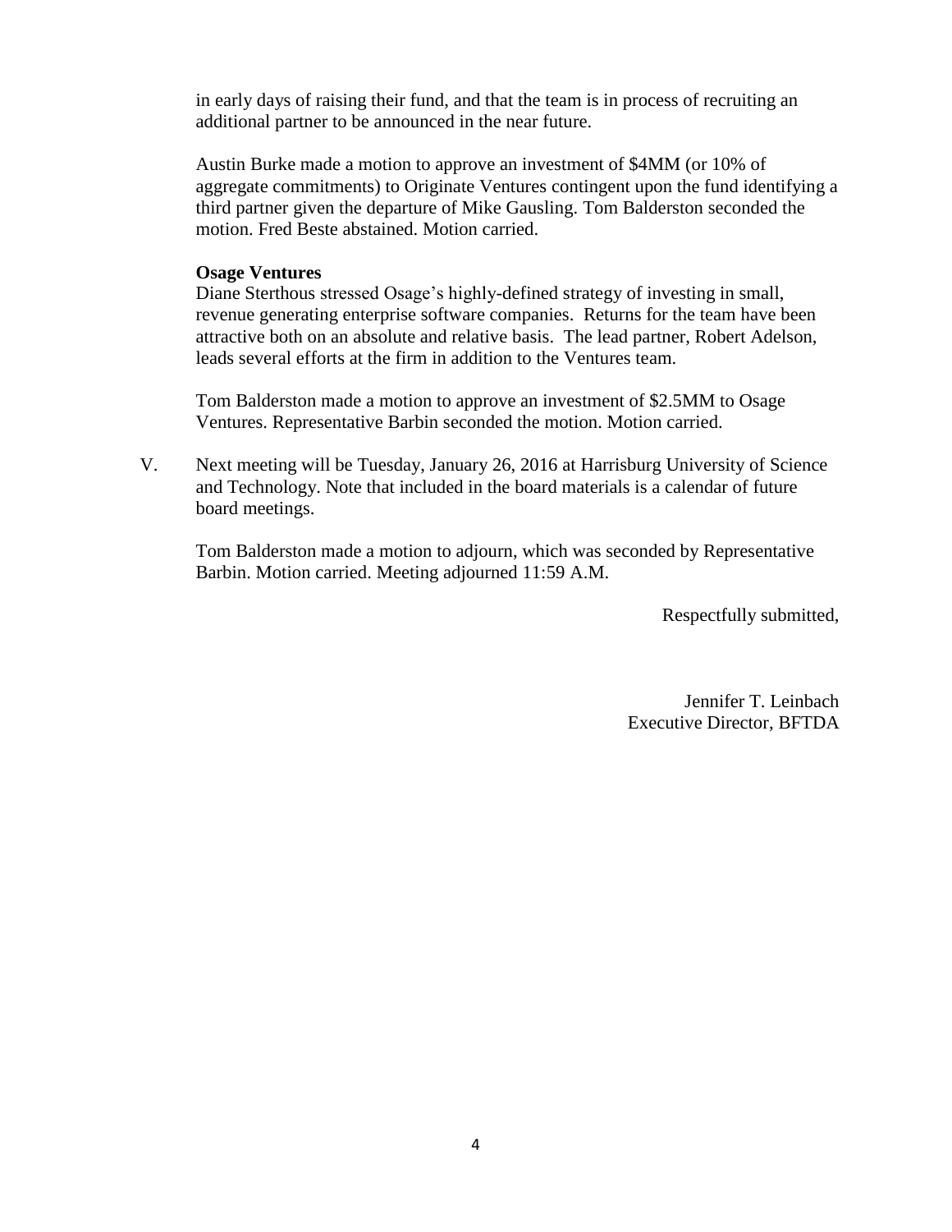in early days of raising their fund, and that the team is in process of recruiting an additional partner to be announced in the near future.

Austin Burke made a motion to approve an investment of $4MM (or 10% of aggregate commitments) to Originate Ventures contingent upon the fund identifying a third partner given the departure of Mike Gausling. Tom Balderston seconded the motion. Fred Beste abstained. Motion carried.

**Osage Ventures**
Diane Sterthous stressed Osage's highly-defined strategy of investing in small, revenue generating enterprise software companies. Returns for the team have been attractive both on an absolute and relative basis. The lead partner, Robert Adelson, leads several efforts at the firm in addition to the Ventures team.

Tom Balderston made a motion to approve an investment of $2.5MM to Osage Ventures. Representative Barbin seconded the motion. Motion carried.

V. Next meeting will be Tuesday, January 26, 2016 at Harrisburg University of Science and Technology. Note that included in the board materials is a calendar of future board meetings.

Tom Balderston made a motion to adjourn, which was seconded by Representative Barbin. Motion carried. Meeting adjourned 11:59 A.M.

Respectfully submitted,

Jennifer T. Leinbach
Executive Director, BFTDA